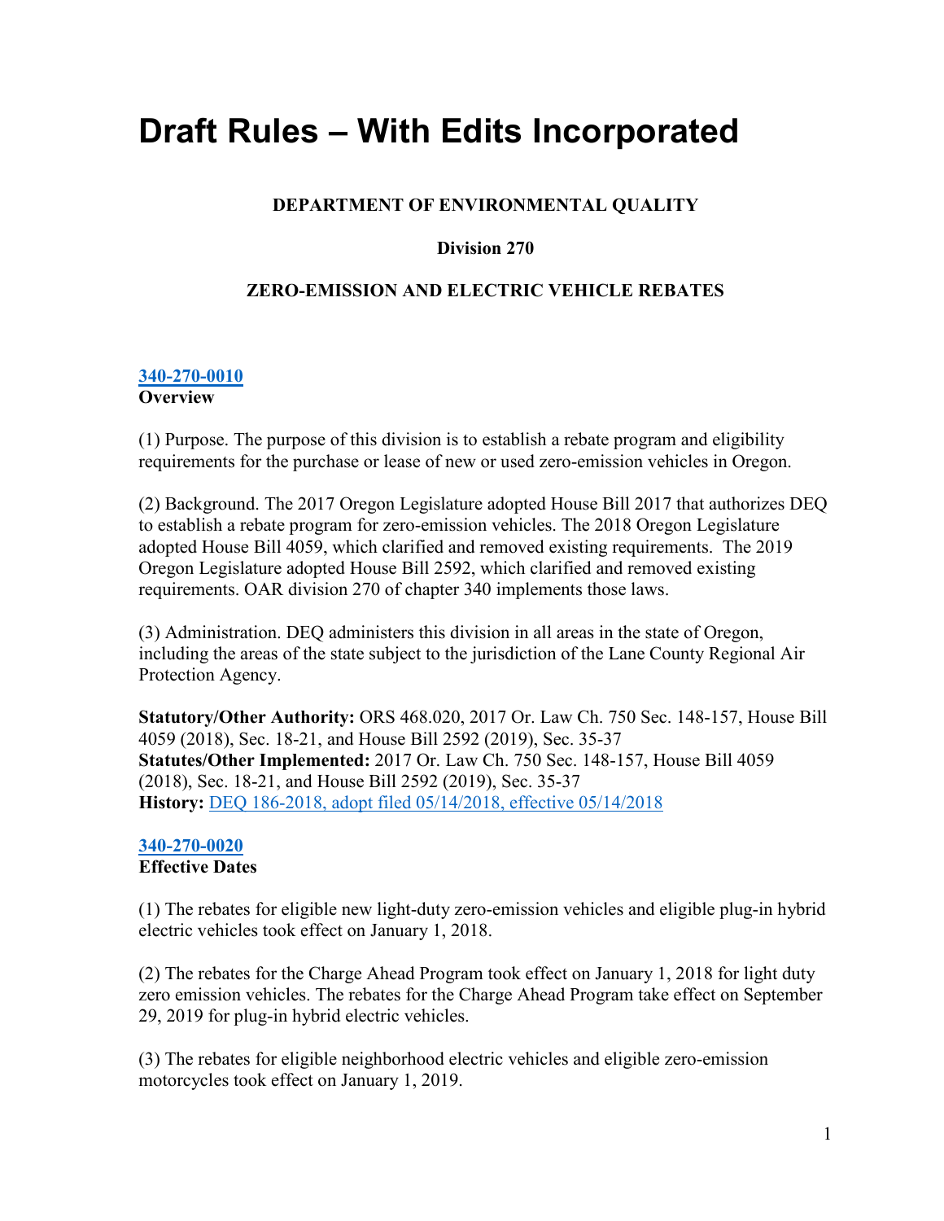# Draft Rules – With Edits Incorporated

**DEPARTMENT OF ENVIRONMENTAL QUALITY**

**Division 270**

**ZERO-EMISSION AND ELECTRIC VEHICLE REBATES**

**340-270-0010**
**Overview**

(1) Purpose. The purpose of this division is to establish a rebate program and eligibility requirements for the purchase or lease of new or used zero-emission vehicles in Oregon.

(2) Background. The 2017 Oregon Legislature adopted House Bill 2017 that authorizes DEQ to establish a rebate program for zero-emission vehicles. The 2018 Oregon Legislature adopted House Bill 4059, which clarified and removed existing requirements. The 2019 Oregon Legislature adopted House Bill 2592, which clarified and removed existing requirements. OAR division 270 of chapter 340 implements those laws.

(3) Administration. DEQ administers this division in all areas in the state of Oregon, including the areas of the state subject to the jurisdiction of the Lane County Regional Air Protection Agency.

**Statutory/Other Authority:** ORS 468.020, 2017 Or. Law Ch. 750 Sec. 148-157, House Bill 4059 (2018), Sec. 18-21, and House Bill 2592 (2019), Sec. 35-37
**Statutes/Other Implemented:** 2017 Or. Law Ch. 750 Sec. 148-157, House Bill 4059 (2018), Sec. 18-21, and House Bill 2592 (2019), Sec. 35-37
**History:** DEQ 186-2018, adopt filed 05/14/2018, effective 05/14/2018

**340-270-0020**
**Effective Dates**

(1) The rebates for eligible new light-duty zero-emission vehicles and eligible plug-in hybrid electric vehicles took effect on January 1, 2018.

(2) The rebates for the Charge Ahead Program took effect on January 1, 2018 for light duty zero emission vehicles. The rebates for the Charge Ahead Program take effect on September 29, 2019 for plug-in hybrid electric vehicles.

(3) The rebates for eligible neighborhood electric vehicles and eligible zero-emission motorcycles took effect on January 1, 2019.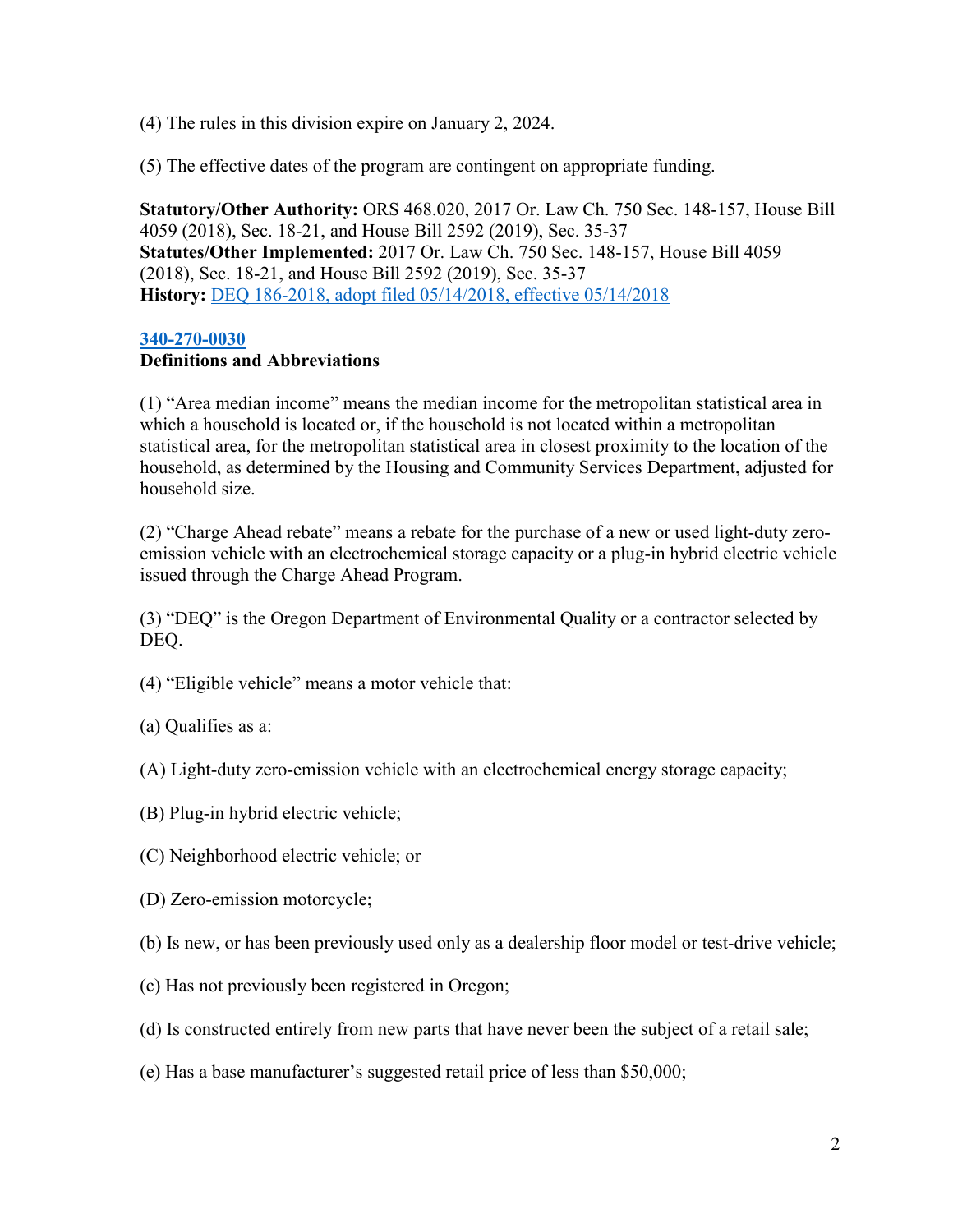(4) The rules in this division expire on January 2, 2024.

(5) The effective dates of the program are contingent on appropriate funding.

**Statutory/Other Authority:** ORS 468.020, 2017 Or. Law Ch. 750 Sec. 148-157, House Bill 4059 (2018), Sec. 18-21, and House Bill 2592 (2019), Sec. 35-37
**Statutes/Other Implemented:** 2017 Or. Law Ch. 750 Sec. 148-157, House Bill 4059 (2018), Sec. 18-21, and House Bill 2592 (2019), Sec. 35-37
**History:** DEQ 186-2018, adopt filed 05/14/2018, effective 05/14/2018

**340-270-0030**
**Definitions and Abbreviations**

(1) "Area median income" means the median income for the metropolitan statistical area in which a household is located or, if the household is not located within a metropolitan statistical area, for the metropolitan statistical area in closest proximity to the location of the household, as determined by the Housing and Community Services Department, adjusted for household size.

(2) "Charge Ahead rebate" means a rebate for the purchase of a new or used light-duty zero-emission vehicle with an electrochemical storage capacity or a plug-in hybrid electric vehicle issued through the Charge Ahead Program.

(3) "DEQ" is the Oregon Department of Environmental Quality or a contractor selected by DEQ.

(4) "Eligible vehicle" means a motor vehicle that:

(a) Qualifies as a:

(A) Light-duty zero-emission vehicle with an electrochemical energy storage capacity;

(B) Plug-in hybrid electric vehicle;

(C) Neighborhood electric vehicle; or

(D) Zero-emission motorcycle;

(b) Is new, or has been previously used only as a dealership floor model or test-drive vehicle;

(c) Has not previously been registered in Oregon;

(d) Is constructed entirely from new parts that have never been the subject of a retail sale;

(e) Has a base manufacturer's suggested retail price of less than $50,000;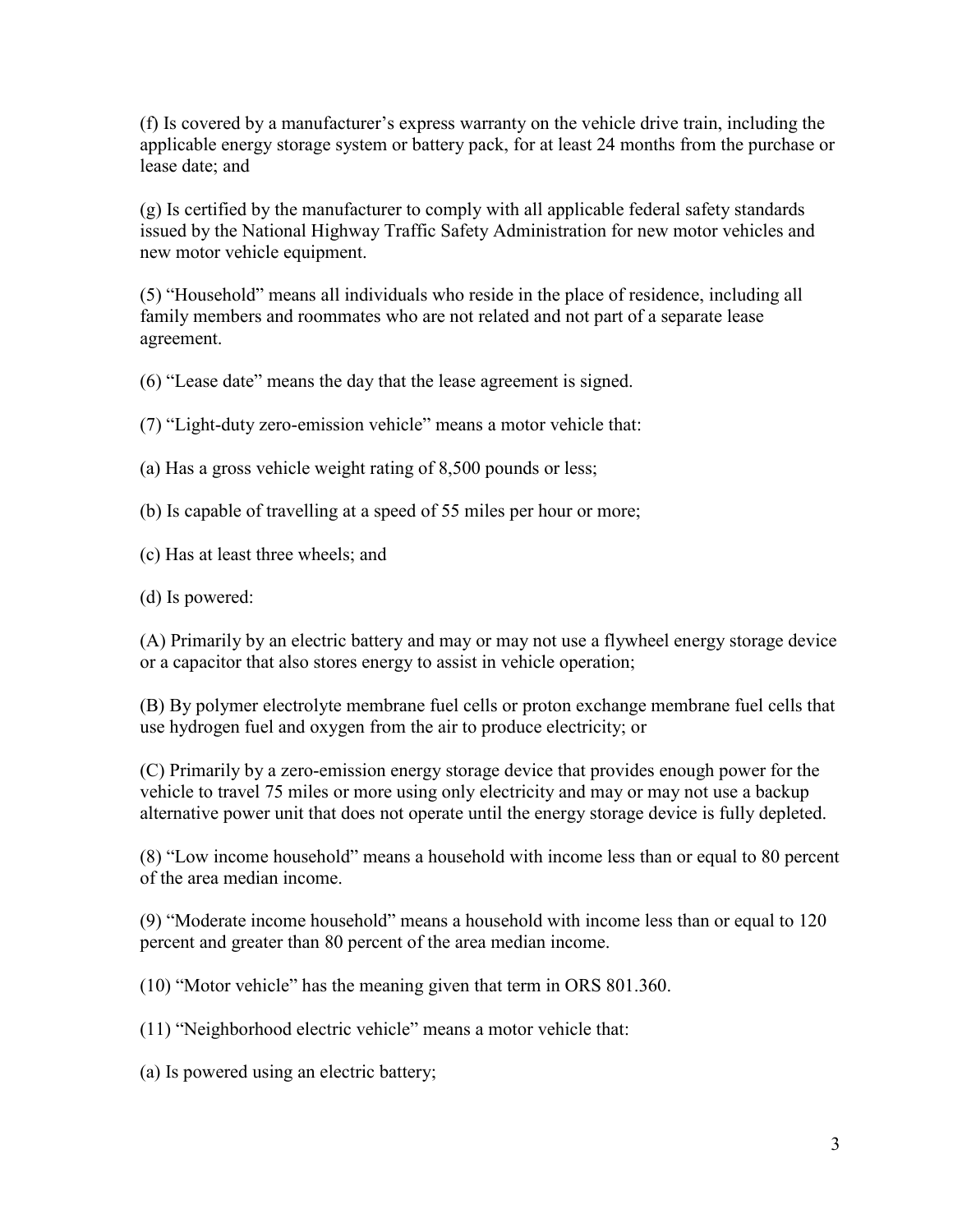(f) Is covered by a manufacturer's express warranty on the vehicle drive train, including the applicable energy storage system or battery pack, for at least 24 months from the purchase or lease date; and

(g) Is certified by the manufacturer to comply with all applicable federal safety standards issued by the National Highway Traffic Safety Administration for new motor vehicles and new motor vehicle equipment.

(5) "Household" means all individuals who reside in the place of residence, including all family members and roommates who are not related and not part of a separate lease agreement.

(6) "Lease date" means the day that the lease agreement is signed.

(7) "Light-duty zero-emission vehicle" means a motor vehicle that:

(a) Has a gross vehicle weight rating of 8,500 pounds or less;

(b) Is capable of travelling at a speed of 55 miles per hour or more;

(c) Has at least three wheels; and

(d) Is powered:

(A) Primarily by an electric battery and may or may not use a flywheel energy storage device or a capacitor that also stores energy to assist in vehicle operation;

(B) By polymer electrolyte membrane fuel cells or proton exchange membrane fuel cells that use hydrogen fuel and oxygen from the air to produce electricity; or

(C) Primarily by a zero-emission energy storage device that provides enough power for the vehicle to travel 75 miles or more using only electricity and may or may not use a backup alternative power unit that does not operate until the energy storage device is fully depleted.

(8) "Low income household" means a household with income less than or equal to 80 percent of the area median income.

(9) "Moderate income household" means a household with income less than or equal to 120 percent and greater than 80 percent of the area median income.

(10) "Motor vehicle" has the meaning given that term in ORS 801.360.

(11) "Neighborhood electric vehicle" means a motor vehicle that:

(a) Is powered using an electric battery;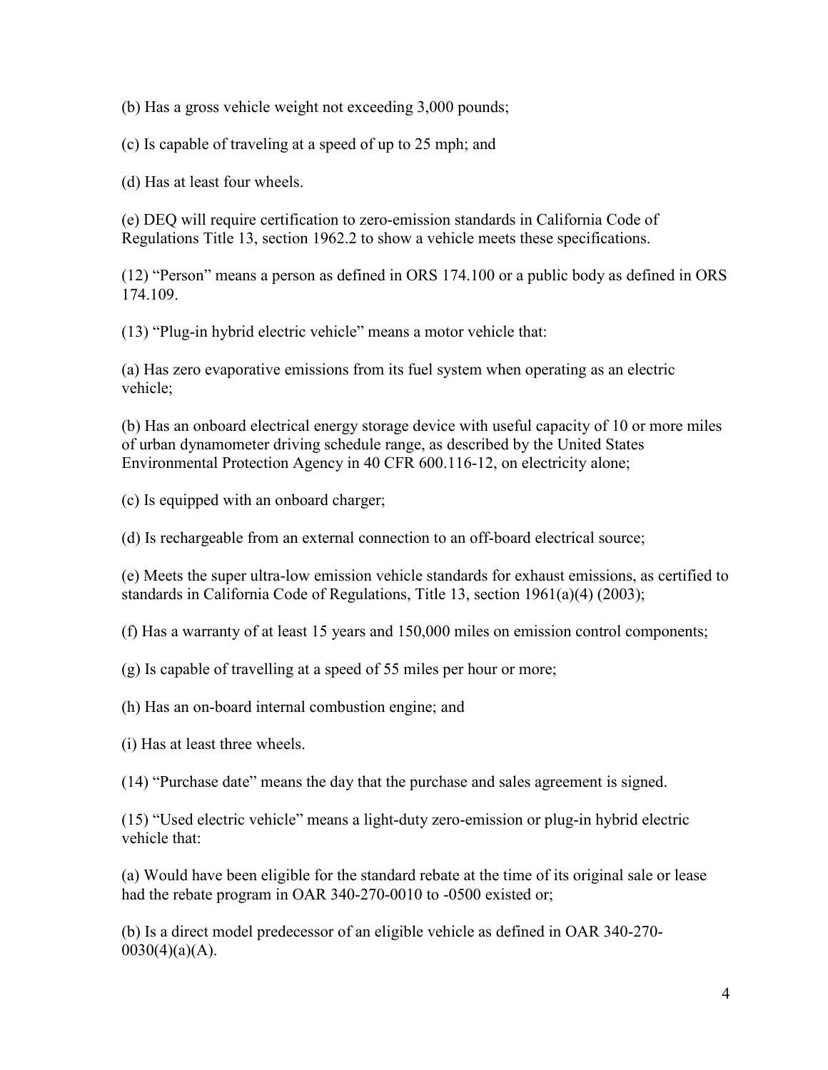(b) Has a gross vehicle weight not exceeding 3,000 pounds;

(c) Is capable of traveling at a speed of up to 25 mph; and

(d) Has at least four wheels.

(e) DEQ will require certification to zero-emission standards in California Code of Regulations Title 13, section 1962.2 to show a vehicle meets these specifications.

(12) "Person" means a person as defined in ORS 174.100 or a public body as defined in ORS 174.109.

(13) "Plug-in hybrid electric vehicle" means a motor vehicle that:

(a) Has zero evaporative emissions from its fuel system when operating as an electric vehicle;

(b) Has an onboard electrical energy storage device with useful capacity of 10 or more miles of urban dynamometer driving schedule range, as described by the United States Environmental Protection Agency in 40 CFR 600.116-12, on electricity alone;

(c) Is equipped with an onboard charger;

(d) Is rechargeable from an external connection to an off-board electrical source;

(e) Meets the super ultra-low emission vehicle standards for exhaust emissions, as certified to standards in California Code of Regulations, Title 13, section 1961(a)(4) (2003);

(f) Has a warranty of at least 15 years and 150,000 miles on emission control components;

(g) Is capable of travelling at a speed of 55 miles per hour or more;

(h) Has an on-board internal combustion engine; and

(i) Has at least three wheels.

(14) "Purchase date" means the day that the purchase and sales agreement is signed.

(15) "Used electric vehicle" means a light-duty zero-emission or plug-in hybrid electric vehicle that:

(a) Would have been eligible for the standard rebate at the time of its original sale or lease had the rebate program in OAR 340-270-0010 to -0500 existed or;

(b) Is a direct model predecessor of an eligible vehicle as defined in OAR 340-270-0030(4)(a)(A).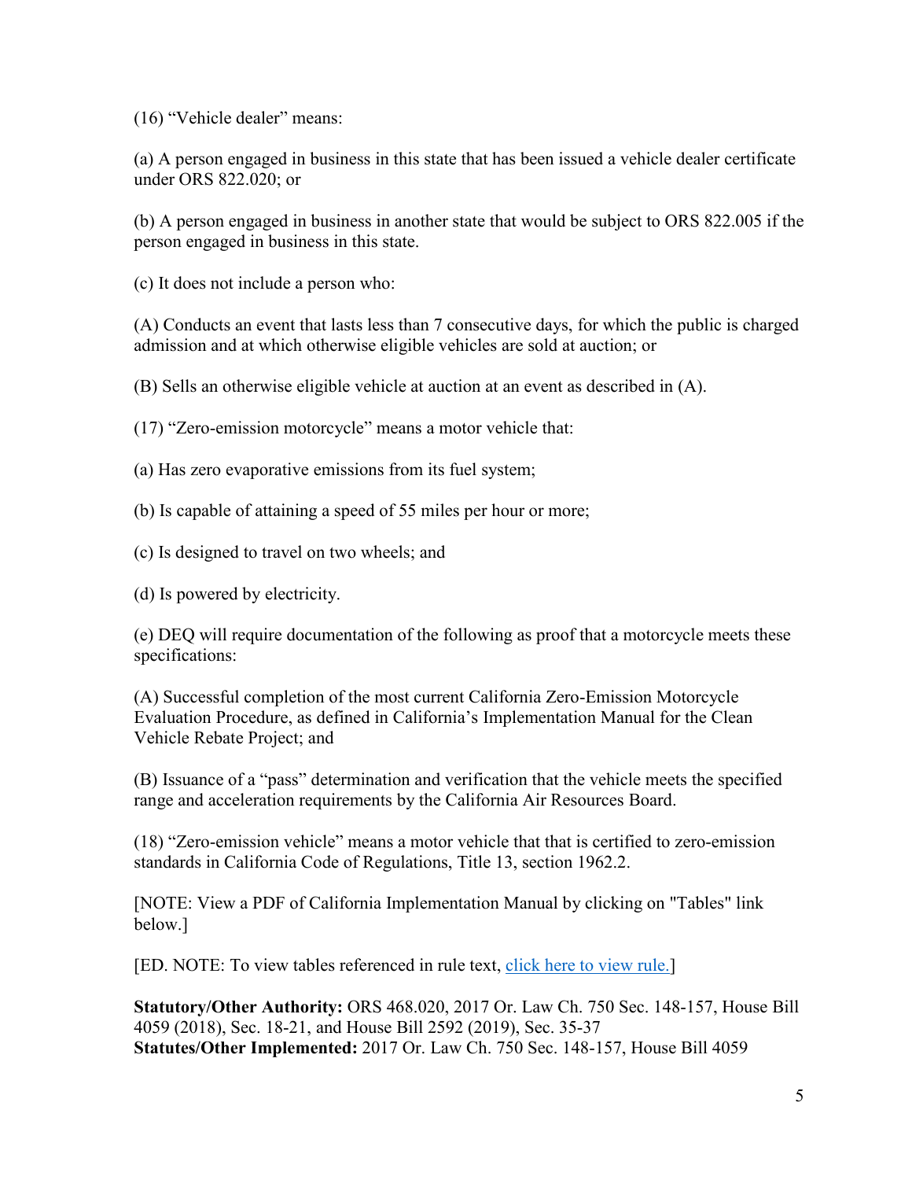(16) “Vehicle dealer” means:

(a) A person engaged in business in this state that has been issued a vehicle dealer certificate under ORS 822.020; or

(b) A person engaged in business in another state that would be subject to ORS 822.005 if the person engaged in business in this state.

(c) It does not include a person who:

(A) Conducts an event that lasts less than 7 consecutive days, for which the public is charged admission and at which otherwise eligible vehicles are sold at auction; or

(B) Sells an otherwise eligible vehicle at auction at an event as described in (A).

(17) “Zero-emission motorcycle” means a motor vehicle that:

(a) Has zero evaporative emissions from its fuel system;

(b) Is capable of attaining a speed of 55 miles per hour or more;

(c) Is designed to travel on two wheels; and

(d) Is powered by electricity.

(e) DEQ will require documentation of the following as proof that a motorcycle meets these specifications:

(A) Successful completion of the most current California Zero-Emission Motorcycle Evaluation Procedure, as defined in California’s Implementation Manual for the Clean Vehicle Rebate Project; and

(B) Issuance of a “pass” determination and verification that the vehicle meets the specified range and acceleration requirements by the California Air Resources Board.

(18) “Zero-emission vehicle” means a motor vehicle that that is certified to zero-emission standards in California Code of Regulations, Title 13, section 1962.2.

[NOTE: View a PDF of California Implementation Manual by clicking on "Tables" link below.]

[ED. NOTE: To view tables referenced in rule text, click here to view rule.]

**Statutory/Other Authority:** ORS 468.020, 2017 Or. Law Ch. 750 Sec. 148-157, House Bill 4059 (2018), Sec. 18-21, and House Bill 2592 (2019), Sec. 35-37
**Statutes/Other Implemented:** 2017 Or. Law Ch. 750 Sec. 148-157, House Bill 4059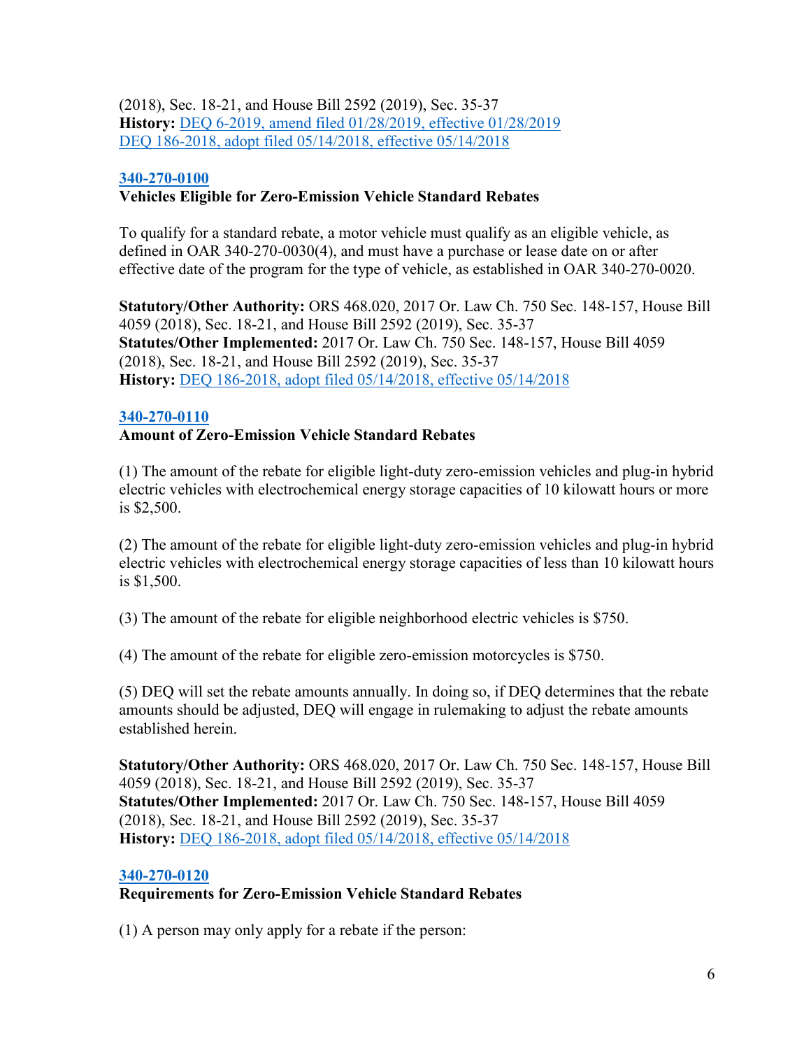(2018), Sec. 18-21, and House Bill 2592 (2019), Sec. 35-37
**History:** DEQ 6-2019, amend filed 01/28/2019, effective 01/28/2019
DEQ 186-2018, adopt filed 05/14/2018, effective 05/14/2018

### 340-270-0100
**Vehicles Eligible for Zero-Emission Vehicle Standard Rebates**

To qualify for a standard rebate, a motor vehicle must qualify as an eligible vehicle, as defined in OAR 340-270-0030(4), and must have a purchase or lease date on or after effective date of the program for the type of vehicle, as established in OAR 340-270-0020.

**Statutory/Other Authority:** ORS 468.020, 2017 Or. Law Ch. 750 Sec. 148-157, House Bill 4059 (2018), Sec. 18-21, and House Bill 2592 (2019), Sec. 35-37
**Statutes/Other Implemented:** 2017 Or. Law Ch. 750 Sec. 148-157, House Bill 4059 (2018), Sec. 18-21, and House Bill 2592 (2019), Sec. 35-37
**History:** DEQ 186-2018, adopt filed 05/14/2018, effective 05/14/2018

### 340-270-0110
**Amount of Zero-Emission Vehicle Standard Rebates**

(1) The amount of the rebate for eligible light-duty zero-emission vehicles and plug-in hybrid electric vehicles with electrochemical energy storage capacities of 10 kilowatt hours or more is $2,500.

(2) The amount of the rebate for eligible light-duty zero-emission vehicles and plug-in hybrid electric vehicles with electrochemical energy storage capacities of less than 10 kilowatt hours is $1,500.

(3) The amount of the rebate for eligible neighborhood electric vehicles is $750.

(4) The amount of the rebate for eligible zero-emission motorcycles is $750.

(5) DEQ will set the rebate amounts annually. In doing so, if DEQ determines that the rebate amounts should be adjusted, DEQ will engage in rulemaking to adjust the rebate amounts established herein.

**Statutory/Other Authority:** ORS 468.020, 2017 Or. Law Ch. 750 Sec. 148-157, House Bill 4059 (2018), Sec. 18-21, and House Bill 2592 (2019), Sec. 35-37
**Statutes/Other Implemented:** 2017 Or. Law Ch. 750 Sec. 148-157, House Bill 4059 (2018), Sec. 18-21, and House Bill 2592 (2019), Sec. 35-37
**History:** DEQ 186-2018, adopt filed 05/14/2018, effective 05/14/2018

### 340-270-0120
**Requirements for Zero-Emission Vehicle Standard Rebates**

(1) A person may only apply for a rebate if the person: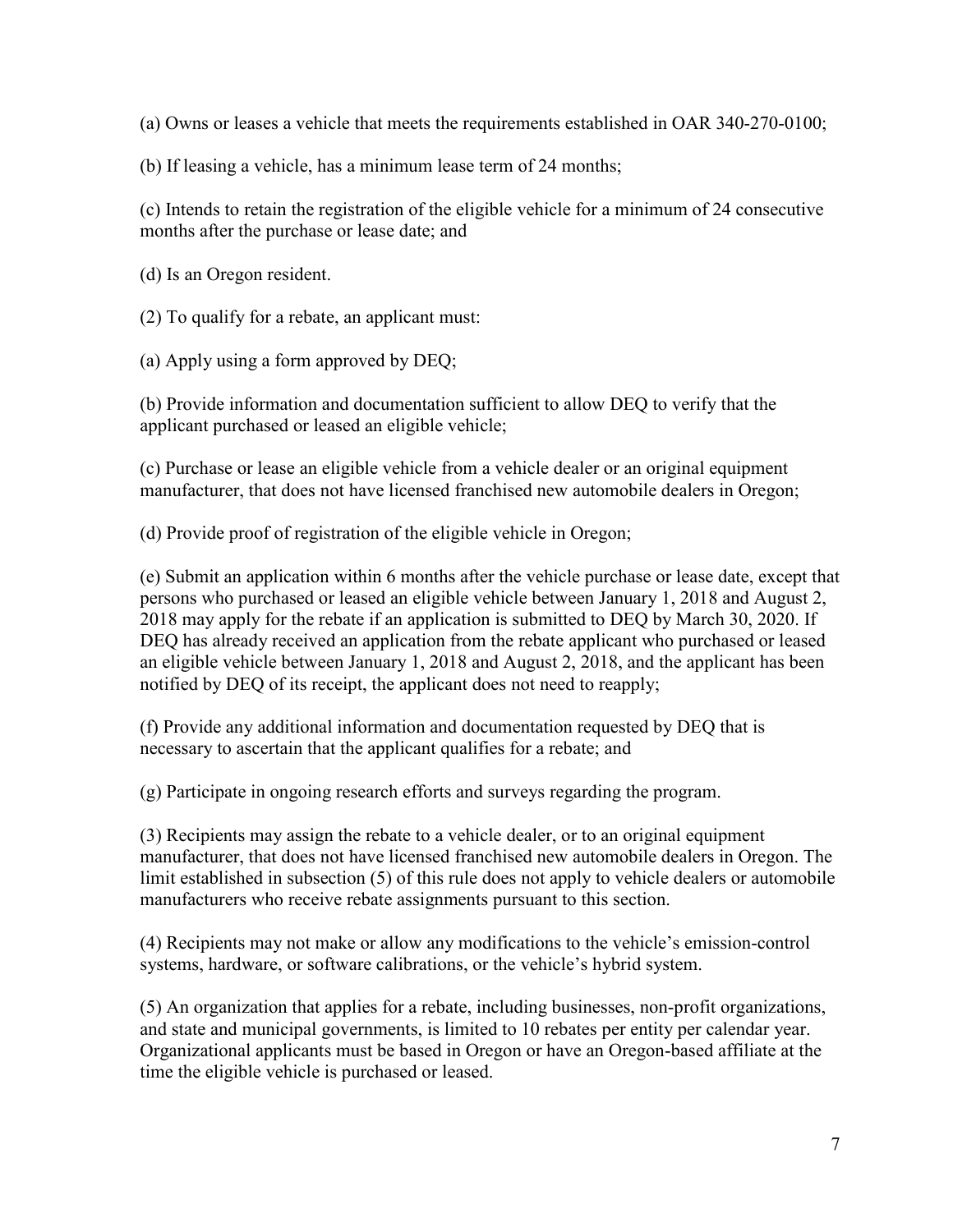(a) Owns or leases a vehicle that meets the requirements established in OAR 340-270-0100;

(b) If leasing a vehicle, has a minimum lease term of 24 months;

(c) Intends to retain the registration of the eligible vehicle for a minimum of 24 consecutive months after the purchase or lease date; and

(d) Is an Oregon resident.

(2) To qualify for a rebate, an applicant must:

(a) Apply using a form approved by DEQ;

(b) Provide information and documentation sufficient to allow DEQ to verify that the applicant purchased or leased an eligible vehicle;

(c) Purchase or lease an eligible vehicle from a vehicle dealer or an original equipment manufacturer, that does not have licensed franchised new automobile dealers in Oregon;

(d) Provide proof of registration of the eligible vehicle in Oregon;

(e) Submit an application within 6 months after the vehicle purchase or lease date, except that persons who purchased or leased an eligible vehicle between January 1, 2018 and August 2, 2018 may apply for the rebate if an application is submitted to DEQ by March 30, 2020. If DEQ has already received an application from the rebate applicant who purchased or leased an eligible vehicle between January 1, 2018 and August 2, 2018, and the applicant has been notified by DEQ of its receipt, the applicant does not need to reapply;

(f) Provide any additional information and documentation requested by DEQ that is necessary to ascertain that the applicant qualifies for a rebate; and

(g) Participate in ongoing research efforts and surveys regarding the program.

(3) Recipients may assign the rebate to a vehicle dealer, or to an original equipment manufacturer, that does not have licensed franchised new automobile dealers in Oregon. The limit established in subsection (5) of this rule does not apply to vehicle dealers or automobile manufacturers who receive rebate assignments pursuant to this section.

(4) Recipients may not make or allow any modifications to the vehicle's emission-control systems, hardware, or software calibrations, or the vehicle's hybrid system.

(5) An organization that applies for a rebate, including businesses, non-profit organizations, and state and municipal governments, is limited to 10 rebates per entity per calendar year. Organizational applicants must be based in Oregon or have an Oregon-based affiliate at the time the eligible vehicle is purchased or leased.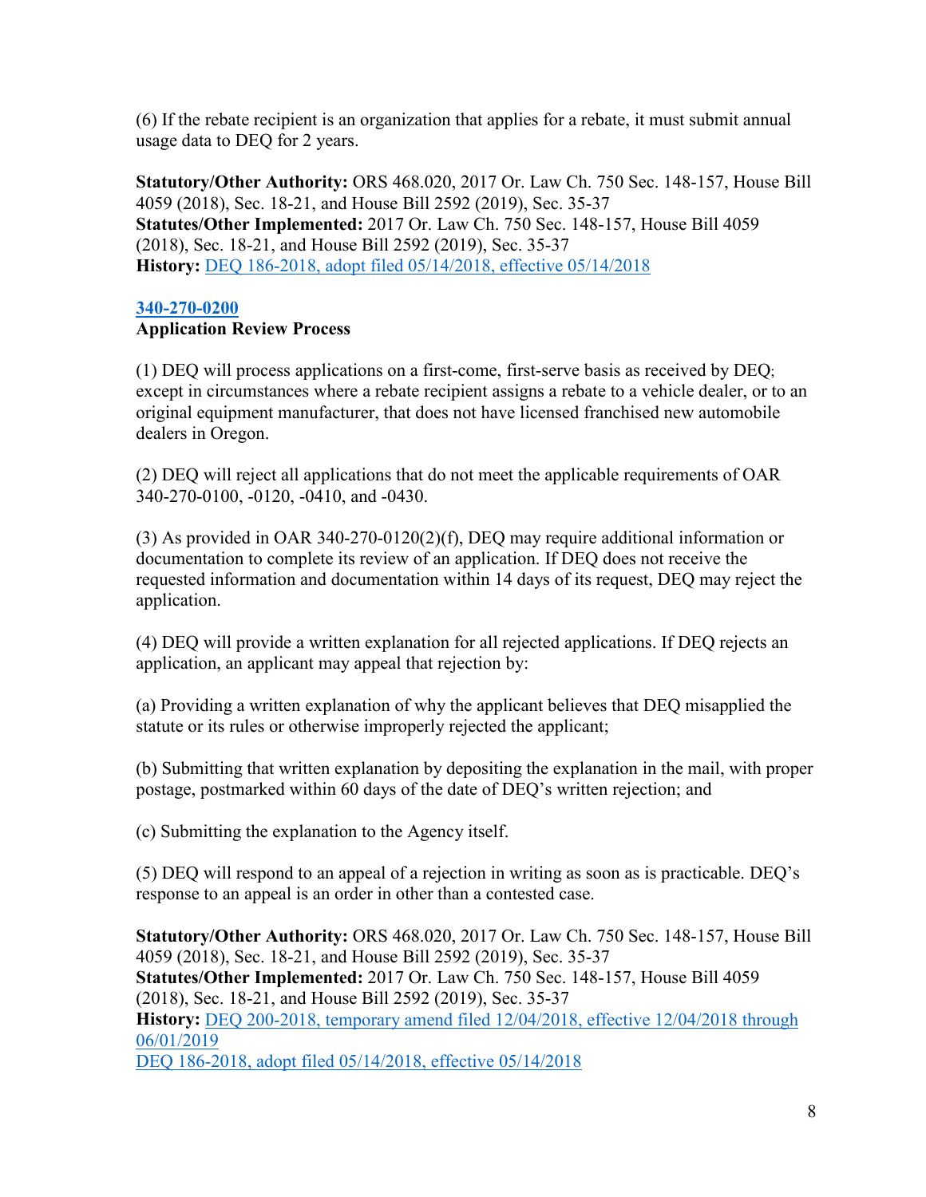(6) If the rebate recipient is an organization that applies for a rebate, it must submit annual usage data to DEQ for 2 years.

**Statutory/Other Authority:** ORS 468.020, 2017 Or. Law Ch. 750 Sec. 148-157, House Bill 4059 (2018), Sec. 18-21, and House Bill 2592 (2019), Sec. 35-37
**Statutes/Other Implemented:** 2017 Or. Law Ch. 750 Sec. 148-157, House Bill 4059 (2018), Sec. 18-21, and House Bill 2592 (2019), Sec. 35-37
**History:** DEQ 186-2018, adopt filed 05/14/2018, effective 05/14/2018

### 340-270-0200
**Application Review Process**

(1) DEQ will process applications on a first-come, first-serve basis as received by DEQ; except in circumstances where a rebate recipient assigns a rebate to a vehicle dealer, or to an original equipment manufacturer, that does not have licensed franchised new automobile dealers in Oregon.

(2) DEQ will reject all applications that do not meet the applicable requirements of OAR 340-270-0100, -0120, -0410, and -0430.

(3) As provided in OAR 340-270-0120(2)(f), DEQ may require additional information or documentation to complete its review of an application. If DEQ does not receive the requested information and documentation within 14 days of its request, DEQ may reject the application.

(4) DEQ will provide a written explanation for all rejected applications. If DEQ rejects an application, an applicant may appeal that rejection by:

(a) Providing a written explanation of why the applicant believes that DEQ misapplied the statute or its rules or otherwise improperly rejected the applicant;

(b) Submitting that written explanation by depositing the explanation in the mail, with proper postage, postmarked within 60 days of the date of DEQ's written rejection; and

(c) Submitting the explanation to the Agency itself.

(5) DEQ will respond to an appeal of a rejection in writing as soon as is practicable. DEQ's response to an appeal is an order in other than a contested case.

**Statutory/Other Authority:** ORS 468.020, 2017 Or. Law Ch. 750 Sec. 148-157, House Bill 4059 (2018), Sec. 18-21, and House Bill 2592 (2019), Sec. 35-37
**Statutes/Other Implemented:** 2017 Or. Law Ch. 750 Sec. 148-157, House Bill 4059 (2018), Sec. 18-21, and House Bill 2592 (2019), Sec. 35-37
**History:** DEQ 200-2018, temporary amend filed 12/04/2018, effective 12/04/2018 through 06/01/2019
DEQ 186-2018, adopt filed 05/14/2018, effective 05/14/2018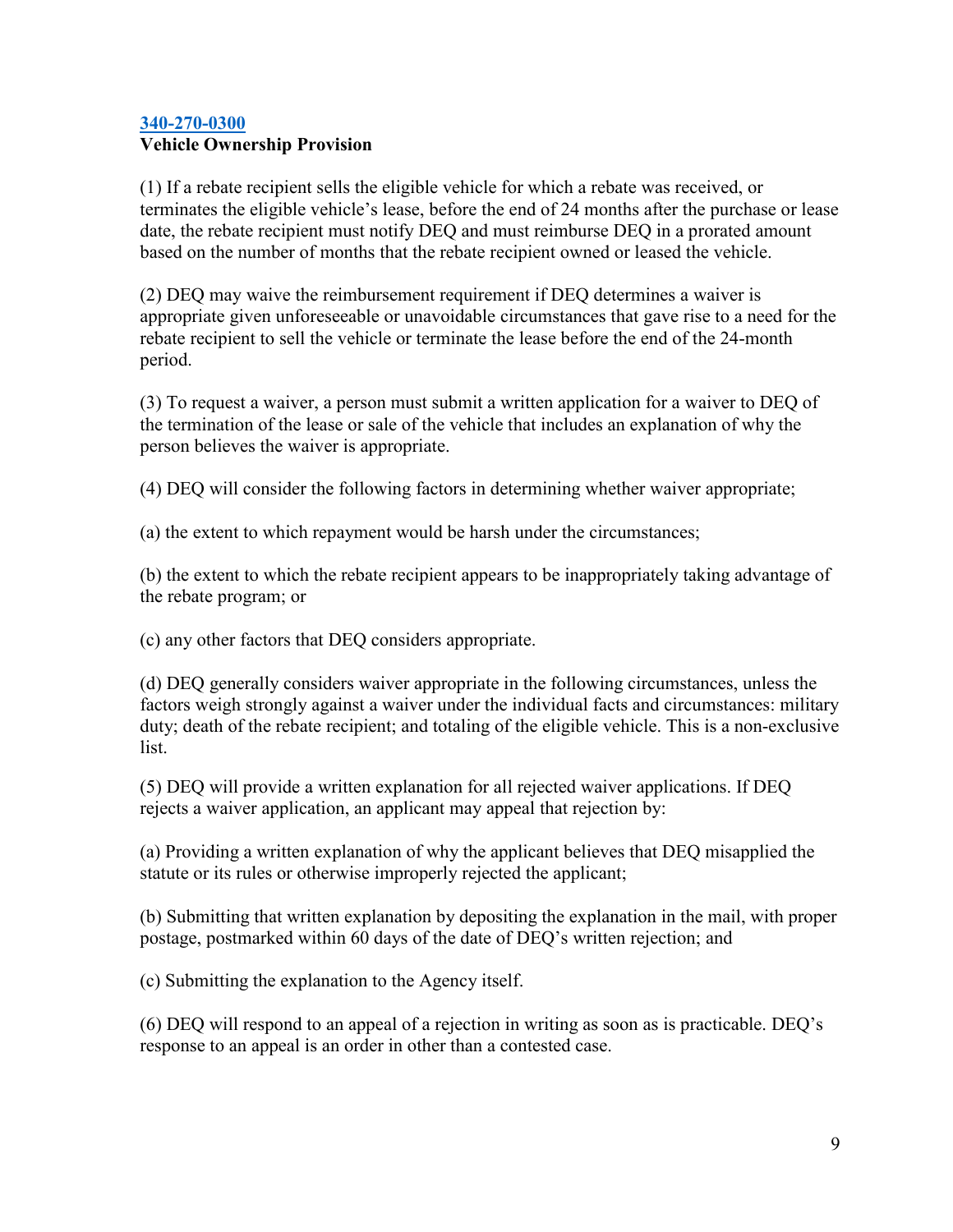**[340-270-0300](#)**
**Vehicle Ownership Provision**

(1) If a rebate recipient sells the eligible vehicle for which a rebate was received, or terminates the eligible vehicle's lease, before the end of 24 months after the purchase or lease date, the rebate recipient must notify DEQ and must reimburse DEQ in a prorated amount based on the number of months that the rebate recipient owned or leased the vehicle.

(2) DEQ may waive the reimbursement requirement if DEQ determines a waiver is appropriate given unforeseeable or unavoidable circumstances that gave rise to a need for the rebate recipient to sell the vehicle or terminate the lease before the end of the 24-month period.

(3) To request a waiver, a person must submit a written application for a waiver to DEQ of the termination of the lease or sale of the vehicle that includes an explanation of why the person believes the waiver is appropriate.

(4) DEQ will consider the following factors in determining whether waiver appropriate;

(a) the extent to which repayment would be harsh under the circumstances;

(b) the extent to which the rebate recipient appears to be inappropriately taking advantage of the rebate program; or

(c) any other factors that DEQ considers appropriate.

(d) DEQ generally considers waiver appropriate in the following circumstances, unless the factors weigh strongly against a waiver under the individual facts and circumstances: military duty; death of the rebate recipient; and totaling of the eligible vehicle. This is a non-exclusive list.

(5) DEQ will provide a written explanation for all rejected waiver applications. If DEQ rejects a waiver application, an applicant may appeal that rejection by:

(a) Providing a written explanation of why the applicant believes that DEQ misapplied the statute or its rules or otherwise improperly rejected the applicant;

(b) Submitting that written explanation by depositing the explanation in the mail, with proper postage, postmarked within 60 days of the date of DEQ's written rejection; and

(c) Submitting the explanation to the Agency itself.

(6) DEQ will respond to an appeal of a rejection in writing as soon as is practicable. DEQ's response to an appeal is an order in other than a contested case.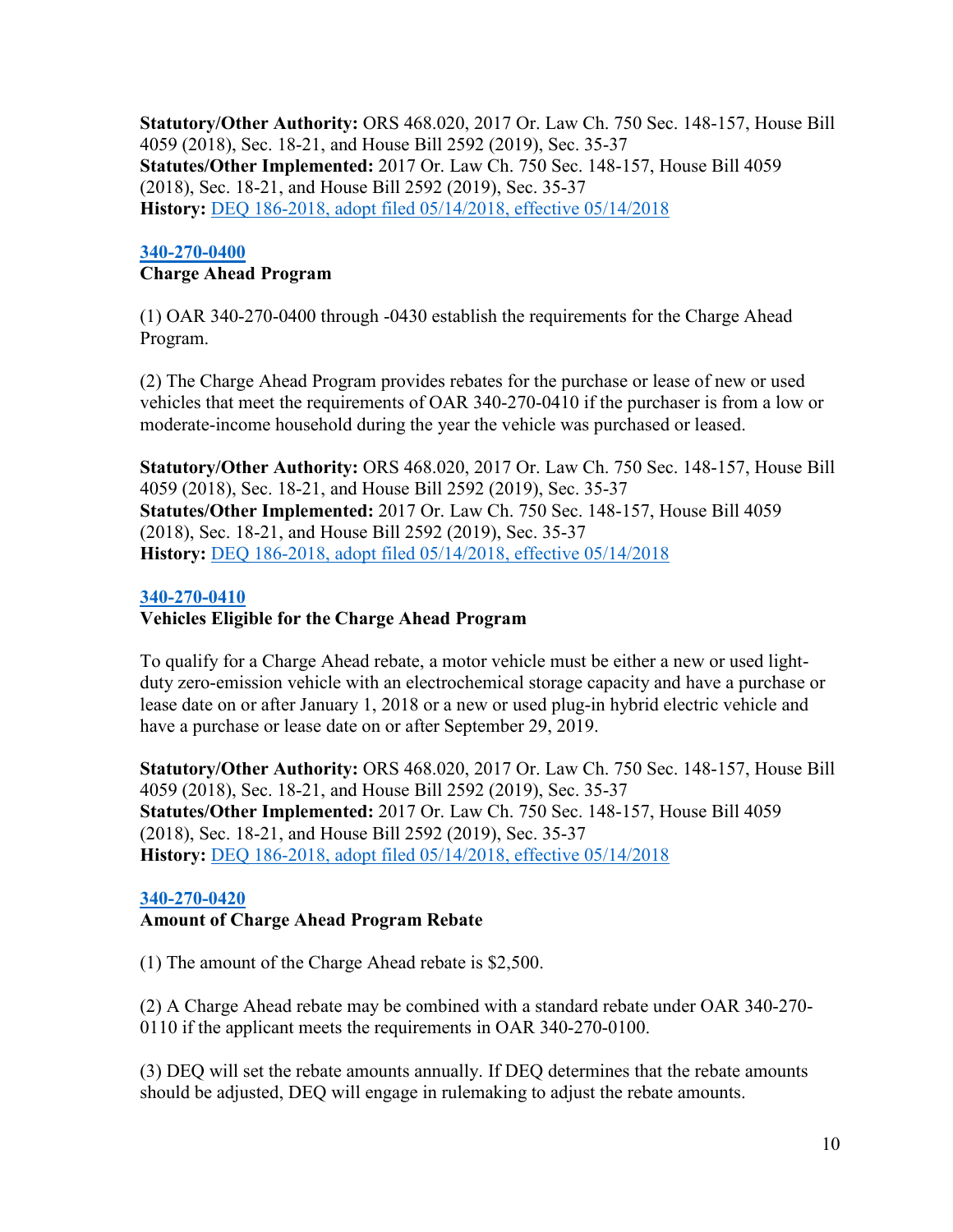**Statutory/Other Authority:** ORS 468.020, 2017 Or. Law Ch. 750 Sec. 148-157, House Bill 4059 (2018), Sec. 18-21, and House Bill 2592 (2019), Sec. 35-37
**Statutes/Other Implemented:** 2017 Or. Law Ch. 750 Sec. 148-157, House Bill 4059 (2018), Sec. 18-21, and House Bill 2592 (2019), Sec. 35-37
**History:** [DEQ 186-2018, adopt filed 05/14/2018, effective 05/14/2018]()

### [340-270-0400]()
**Charge Ahead Program**

(1) OAR 340-270-0400 through -0430 establish the requirements for the Charge Ahead Program.

(2) The Charge Ahead Program provides rebates for the purchase or lease of new or used vehicles that meet the requirements of OAR 340-270-0410 if the purchaser is from a low or moderate-income household during the year the vehicle was purchased or leased.

**Statutory/Other Authority:** ORS 468.020, 2017 Or. Law Ch. 750 Sec. 148-157, House Bill 4059 (2018), Sec. 18-21, and House Bill 2592 (2019), Sec. 35-37
**Statutes/Other Implemented:** 2017 Or. Law Ch. 750 Sec. 148-157, House Bill 4059 (2018), Sec. 18-21, and House Bill 2592 (2019), Sec. 35-37
**History:** [DEQ 186-2018, adopt filed 05/14/2018, effective 05/14/2018]()

### [340-270-0410]()
**Vehicles Eligible for the Charge Ahead Program**

To qualify for a Charge Ahead rebate, a motor vehicle must be either a new or used light-duty zero-emission vehicle with an electrochemical storage capacity and have a purchase or lease date on or after January 1, 2018 or a new or used plug-in hybrid electric vehicle and have a purchase or lease date on or after September 29, 2019.

**Statutory/Other Authority:** ORS 468.020, 2017 Or. Law Ch. 750 Sec. 148-157, House Bill 4059 (2018), Sec. 18-21, and House Bill 2592 (2019), Sec. 35-37
**Statutes/Other Implemented:** 2017 Or. Law Ch. 750 Sec. 148-157, House Bill 4059 (2018), Sec. 18-21, and House Bill 2592 (2019), Sec. 35-37
**History:** [DEQ 186-2018, adopt filed 05/14/2018, effective 05/14/2018]()

### [340-270-0420]()
**Amount of Charge Ahead Program Rebate**

(1) The amount of the Charge Ahead rebate is $2,500.

(2) A Charge Ahead rebate may be combined with a standard rebate under OAR 340-270-0110 if the applicant meets the requirements in OAR 340-270-0100.

(3) DEQ will set the rebate amounts annually. If DEQ determines that the rebate amounts should be adjusted, DEQ will engage in rulemaking to adjust the rebate amounts.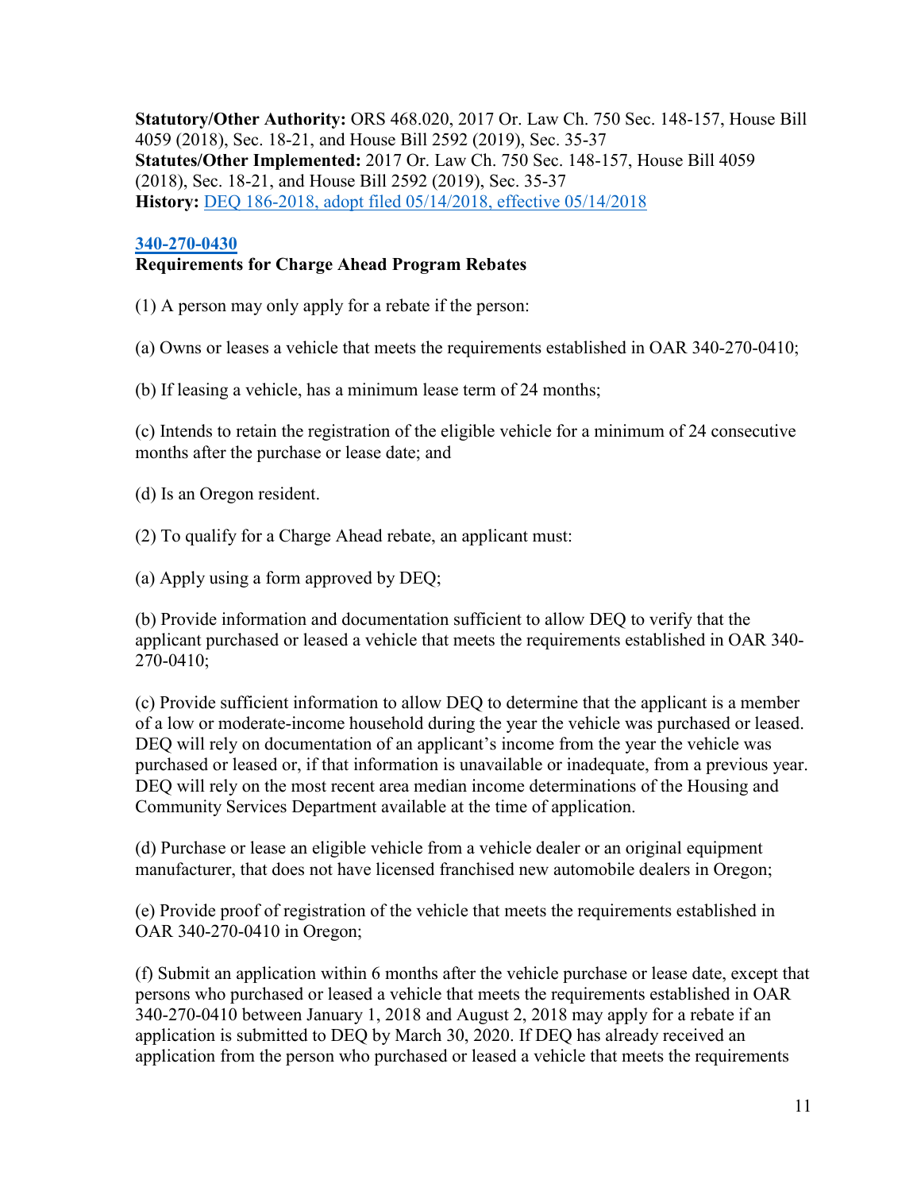**Statutory/Other Authority:** ORS 468.020, 2017 Or. Law Ch. 750 Sec. 148-157, House Bill 4059 (2018), Sec. 18-21, and House Bill 2592 (2019), Sec. 35-37
**Statutes/Other Implemented:** 2017 Or. Law Ch. 750 Sec. 148-157, House Bill 4059 (2018), Sec. 18-21, and House Bill 2592 (2019), Sec. 35-37
**History:** [DEQ 186-2018, adopt filed 05/14/2018, effective 05/14/2018]()

### [340-270-0430]()
**Requirements for Charge Ahead Program Rebates**

(1) A person may only apply for a rebate if the person:

(a) Owns or leases a vehicle that meets the requirements established in OAR 340-270-0410;

(b) If leasing a vehicle, has a minimum lease term of 24 months;

(c) Intends to retain the registration of the eligible vehicle for a minimum of 24 consecutive months after the purchase or lease date; and

(d) Is an Oregon resident.

(2) To qualify for a Charge Ahead rebate, an applicant must:

(a) Apply using a form approved by DEQ;

(b) Provide information and documentation sufficient to allow DEQ to verify that the applicant purchased or leased a vehicle that meets the requirements established in OAR 340-270-0410;

(c) Provide sufficient information to allow DEQ to determine that the applicant is a member of a low or moderate-income household during the year the vehicle was purchased or leased. DEQ will rely on documentation of an applicant's income from the year the vehicle was purchased or leased or, if that information is unavailable or inadequate, from a previous year. DEQ will rely on the most recent area median income determinations of the Housing and Community Services Department available at the time of application.

(d) Purchase or lease an eligible vehicle from a vehicle dealer or an original equipment manufacturer, that does not have licensed franchised new automobile dealers in Oregon;

(e) Provide proof of registration of the vehicle that meets the requirements established in OAR 340-270-0410 in Oregon;

(f) Submit an application within 6 months after the vehicle purchase or lease date, except that persons who purchased or leased a vehicle that meets the requirements established in OAR 340-270-0410 between January 1, 2018 and August 2, 2018 may apply for a rebate if an application is submitted to DEQ by March 30, 2020. If DEQ has already received an application from the person who purchased or leased a vehicle that meets the requirements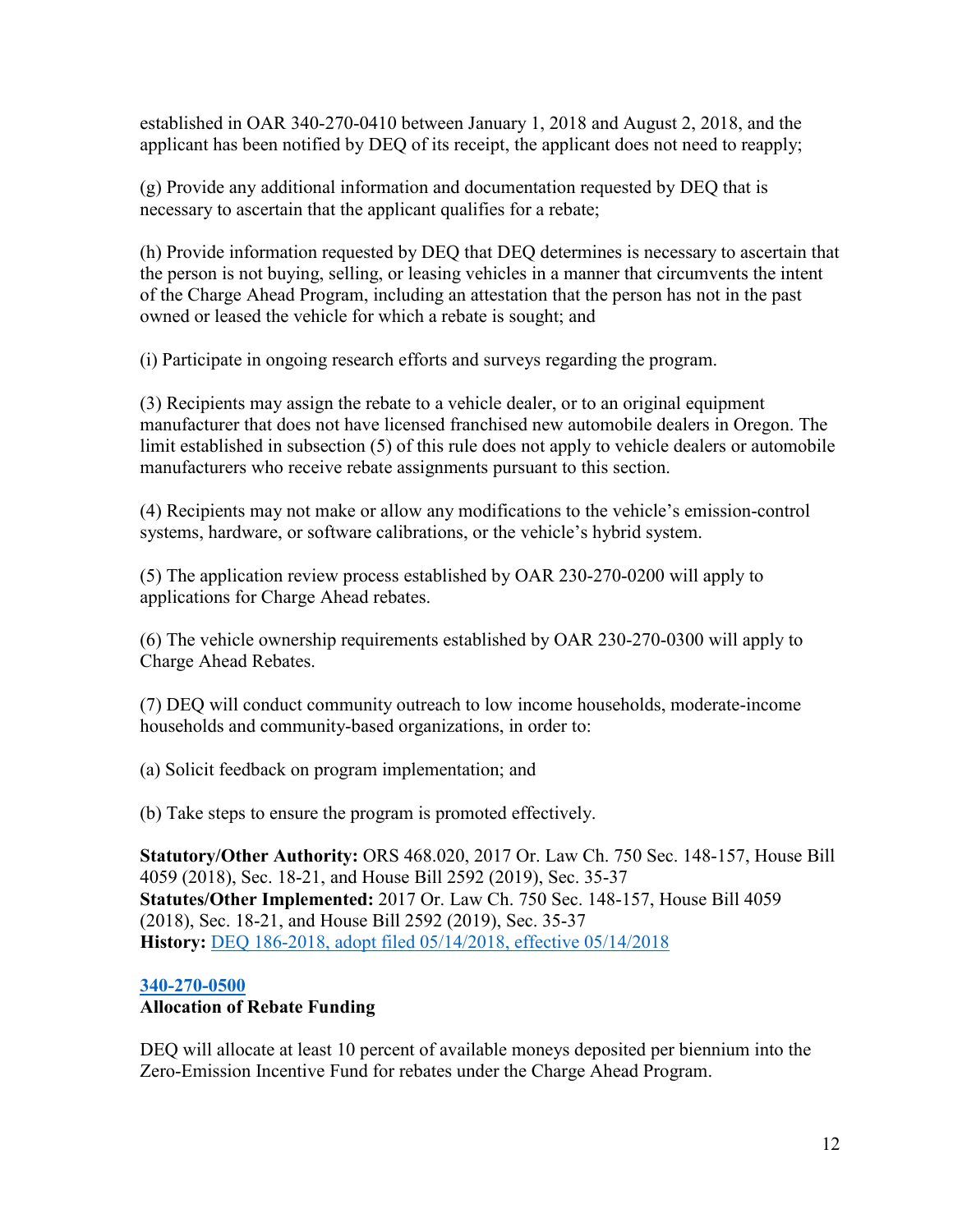established in OAR 340-270-0410 between January 1, 2018 and August 2, 2018, and the applicant has been notified by DEQ of its receipt, the applicant does not need to reapply;

(g) Provide any additional information and documentation requested by DEQ that is necessary to ascertain that the applicant qualifies for a rebate;

(h) Provide information requested by DEQ that DEQ determines is necessary to ascertain that the person is not buying, selling, or leasing vehicles in a manner that circumvents the intent of the Charge Ahead Program, including an attestation that the person has not in the past owned or leased the vehicle for which a rebate is sought; and

(i) Participate in ongoing research efforts and surveys regarding the program.

(3) Recipients may assign the rebate to a vehicle dealer, or to an original equipment manufacturer that does not have licensed franchised new automobile dealers in Oregon. The limit established in subsection (5) of this rule does not apply to vehicle dealers or automobile manufacturers who receive rebate assignments pursuant to this section.

(4) Recipients may not make or allow any modifications to the vehicle's emission-control systems, hardware, or software calibrations, or the vehicle's hybrid system.

(5) The application review process established by OAR 230-270-0200 will apply to applications for Charge Ahead rebates.

(6) The vehicle ownership requirements established by OAR 230-270-0300 will apply to Charge Ahead Rebates.

(7) DEQ will conduct community outreach to low income households, moderate-income households and community-based organizations, in order to:

(a) Solicit feedback on program implementation; and

(b) Take steps to ensure the program is promoted effectively.

**Statutory/Other Authority:** ORS 468.020, 2017 Or. Law Ch. 750 Sec. 148-157, House Bill 4059 (2018), Sec. 18-21, and House Bill 2592 (2019), Sec. 35-37
**Statutes/Other Implemented:** 2017 Or. Law Ch. 750 Sec. 148-157, House Bill 4059 (2018), Sec. 18-21, and House Bill 2592 (2019), Sec. 35-37
**History:** DEQ 186-2018, adopt filed 05/14/2018, effective 05/14/2018

**340-270-0500**
**Allocation of Rebate Funding**

DEQ will allocate at least 10 percent of available moneys deposited per biennium into the Zero-Emission Incentive Fund for rebates under the Charge Ahead Program.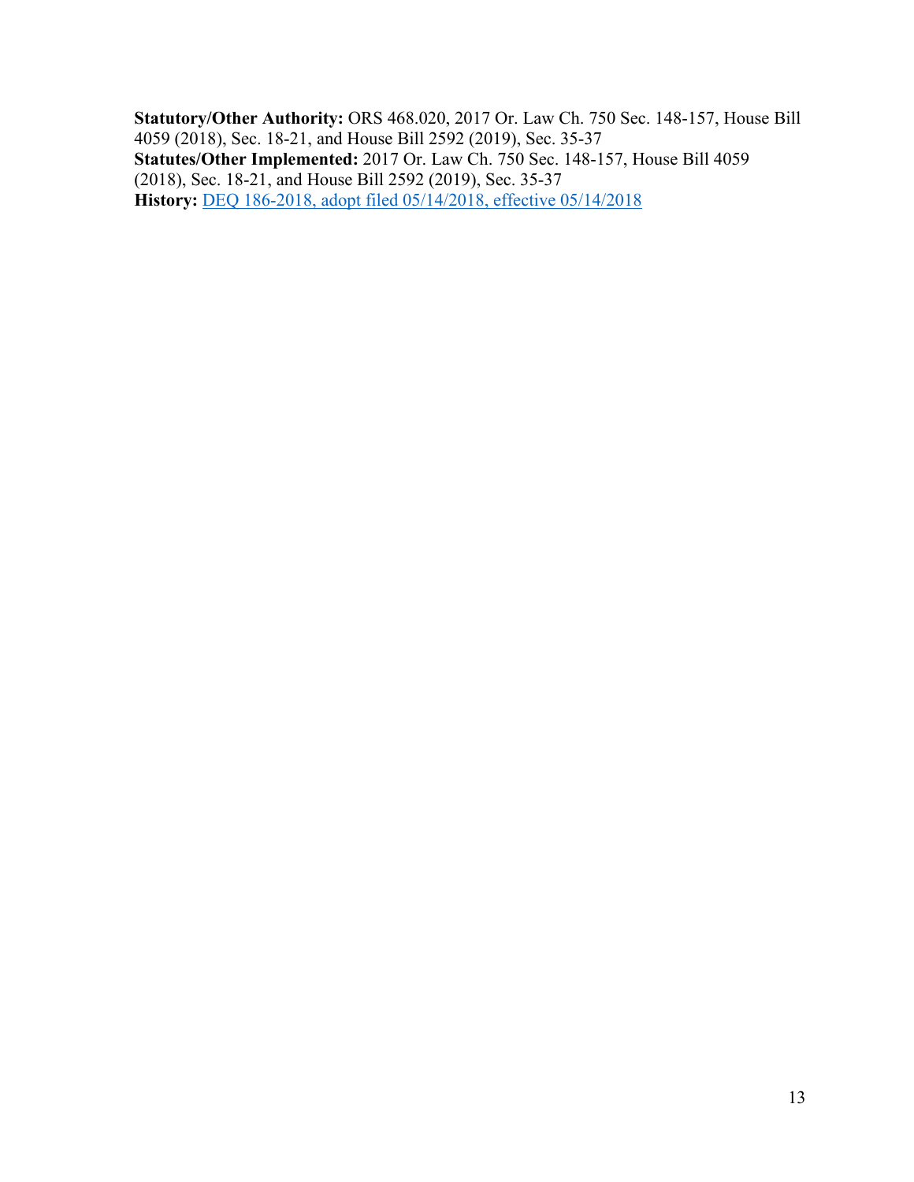**Statutory/Other Authority:** ORS 468.020, 2017 Or. Law Ch. 750 Sec. 148-157, House Bill 4059 (2018), Sec. 18-21, and House Bill 2592 (2019), Sec. 35-37
**Statutes/Other Implemented:** 2017 Or. Law Ch. 750 Sec. 148-157, House Bill 4059 (2018), Sec. 18-21, and House Bill 2592 (2019), Sec. 35-37
**History:** DEQ 186-2018, adopt filed 05/14/2018, effective 05/14/2018